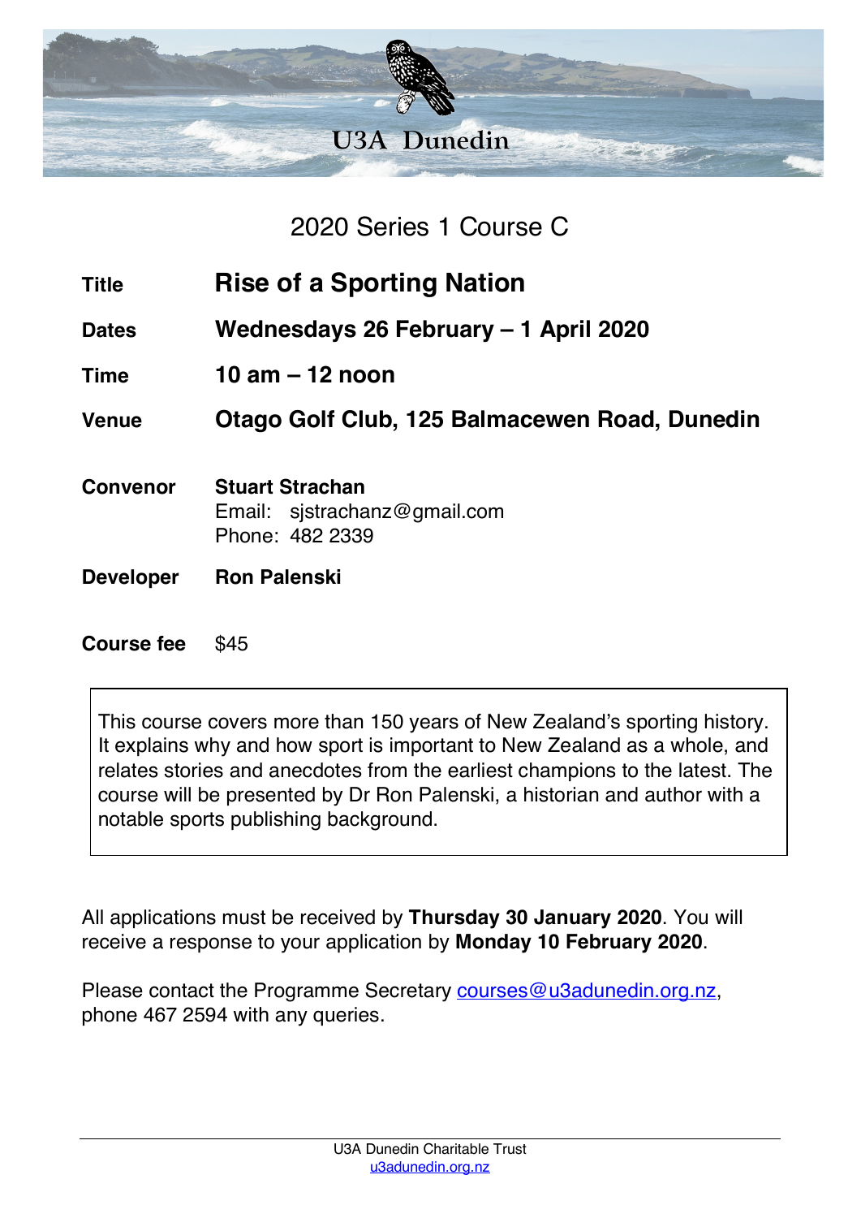# U3A Dunedin

## 2020 Series 1 Course C

| | |
|---|---|
| **Title** | **Rise of a Sporting Nation** |
| **Dates** | **Wednesdays 26 February – 1 April 2020** |
| **Time** | **10 am – 12 noon** |
| **Venue** | **Otago Golf Club, 125 Balmacewen Road, Dunedin** |
| **Convenor** | **Stuart Strachan**<br>Email: sjstrachanz@gmail.com<br>Phone: 482 2339 |
| **Developer** | **Ron Palenski** |
| **Course fee** | $45 |

This course covers more than 150 years of New Zealand's sporting history. It explains why and how sport is important to New Zealand as a whole, and relates stories and anecdotes from the earliest champions to the latest. The course will be presented by Dr Ron Palenski, a historian and author with a notable sports publishing background.

All applications must be received by **Thursday 30 January 2020**. You will receive a response to your application by **Monday 10 February 2020**.

Please contact the Programme Secretary courses@u3adunedin.org.nz, phone 467 2594 with any queries.

U3A Dunedin Charitable Trust
u3adunedin.org.nz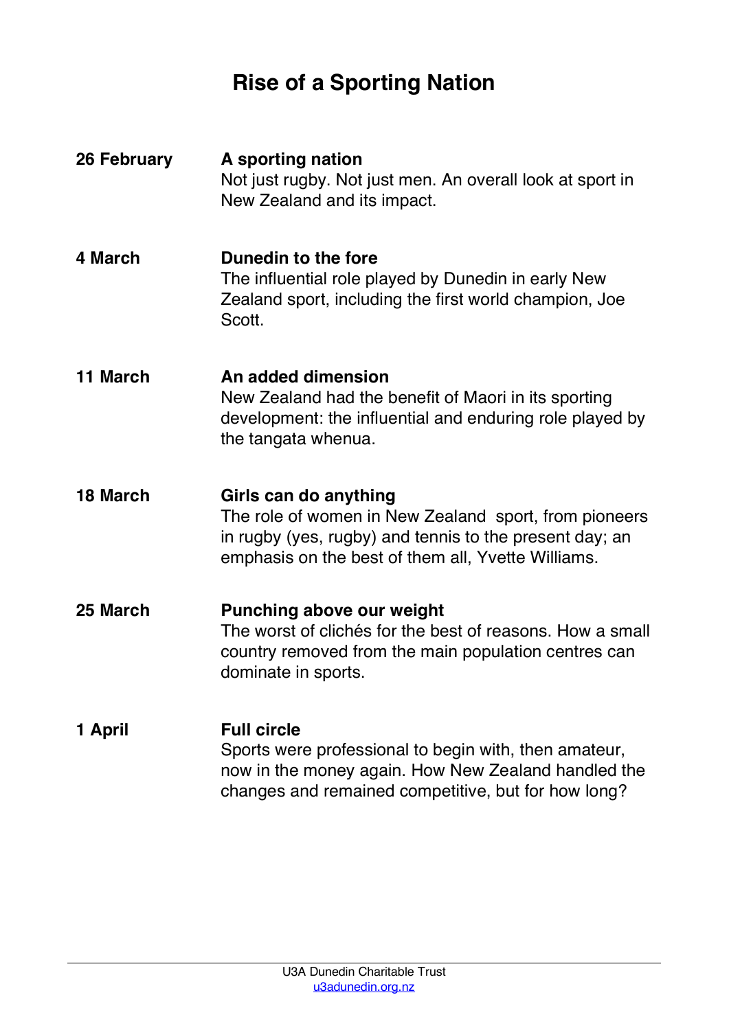# Rise of a Sporting Nation

| | |
|---|---|
| **26 February** | **A sporting nation**<br>Not just rugby. Not just men. An overall look at sport in New Zealand and its impact. |
| **4 March** | **Dunedin to the fore**<br>The influential role played by Dunedin in early New Zealand sport, including the first world champion, Joe Scott. |
| **11 March** | **An added dimension**<br>New Zealand had the benefit of Maori in its sporting development: the influential and enduring role played by the tangata whenua. |
| **18 March** | **Girls can do anything**<br>The role of women in New Zealand sport, from pioneers in rugby (yes, rugby) and tennis to the present day; an emphasis on the best of them all, Yvette Williams. |
| **25 March** | **Punching above our weight**<br>The worst of clichés for the best of reasons. How a small country removed from the main population centres can dominate in sports. |
| **1 April** | **Full circle**<br>Sports were professional to begin with, then amateur, now in the money again. How New Zealand handled the changes and remained competitive, but for how long? |

U3A Dunedin Charitable Trust
u3adunedin.org.nz